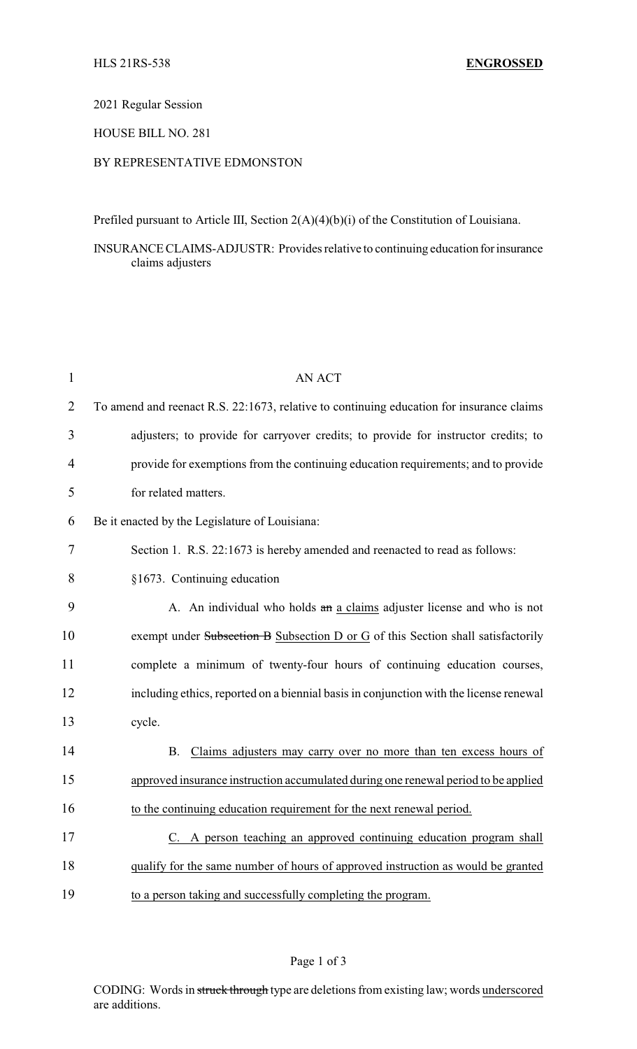HLS 21RS-538 **ENGROSSED**

2021 Regular Session

HOUSE BILL NO. 281

BY REPRESENTATIVE EDMONSTON

Prefiled pursuant to Article III, Section 2(A)(4)(b)(i) of the Constitution of Louisiana.

INSURANCE CLAIMS-ADJUSTR: Provides relative to continuing education for insurance claims adjusters

AN ACT

To amend and reenact R.S. 22:1673, relative to continuing education for insurance claims adjusters; to provide for carryover credits; to provide for instructor credits; to provide for exemptions from the continuing education requirements; and to provide for related matters.

Be it enacted by the Legislature of Louisiana:

Section 1. R.S. 22:1673 is hereby amended and reenacted to read as follows:

§1673. Continuing education

A. An individual who holds ~~an~~ a claims adjuster license and who is not exempt under ~~Subsection B~~ Subsection D or G of this Section shall satisfactorily complete a minimum of twenty-four hours of continuing education courses, including ethics, reported on a biennial basis in conjunction with the license renewal cycle.

B. Claims adjusters may carry over no more than ten excess hours of approved insurance instruction accumulated during one renewal period to be applied to the continuing education requirement for the next renewal period.

C. A person teaching an approved continuing education program shall qualify for the same number of hours of approved instruction as would be granted to a person taking and successfully completing the program.

CODING: Words in ~~struck through~~ type are deletions from existing law; words underscored are additions.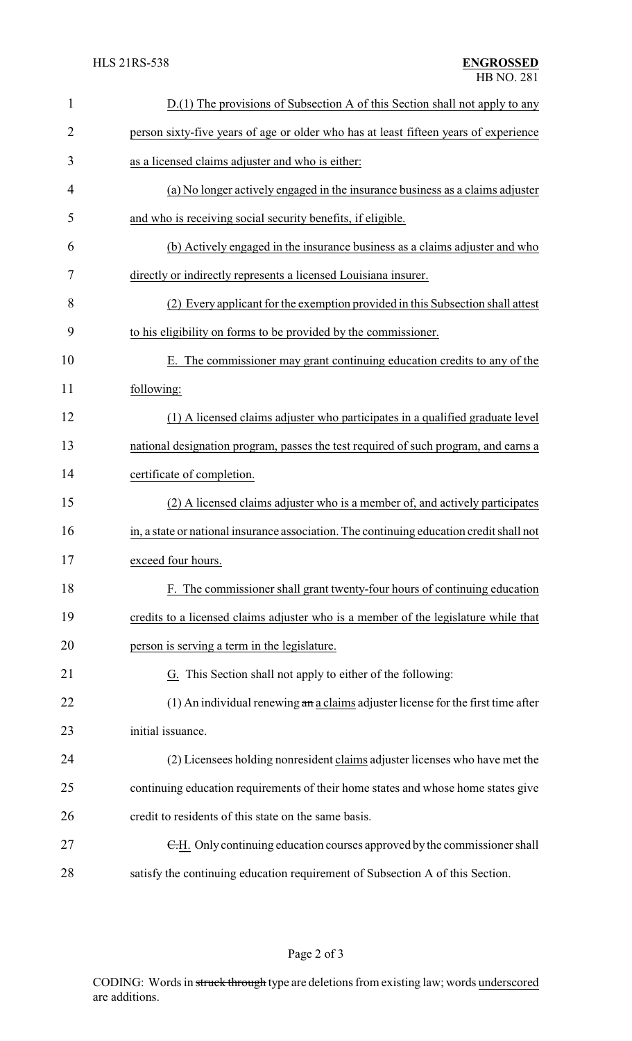D.(1) The provisions of Subsection A of this Section shall not apply to any person sixty-five years of age or older who has at least fifteen years of experience as a licensed claims adjuster and who is either:

(a) No longer actively engaged in the insurance business as a claims adjuster and who is receiving social security benefits, if eligible.

(b) Actively engaged in the insurance business as a claims adjuster and who directly or indirectly represents a licensed Louisiana insurer.

(2) Every applicant for the exemption provided in this Subsection shall attest to his eligibility on forms to be provided by the commissioner.

E. The commissioner may grant continuing education credits to any of the following:

(1) A licensed claims adjuster who participates in a qualified graduate level national designation program, passes the test required of such program, and earns a certificate of completion.

(2) A licensed claims adjuster who is a member of, and actively participates in, a state or national insurance association. The continuing education credit shall not exceed four hours.

F. The commissioner shall grant twenty-four hours of continuing education credits to a licensed claims adjuster who is a member of the legislature while that person is serving a term in the legislature.

G. This Section shall not apply to either of the following:

(1) An individual renewing ~~an~~ a claims adjuster license for the first time after initial issuance.

(2) Licensees holding nonresident claims adjuster licenses who have met the continuing education requirements of their home states and whose home states give credit to residents of this state on the same basis.

~~C.~~H. Only continuing education courses approved by the commissioner shall satisfy the continuing education requirement of Subsection A of this Section.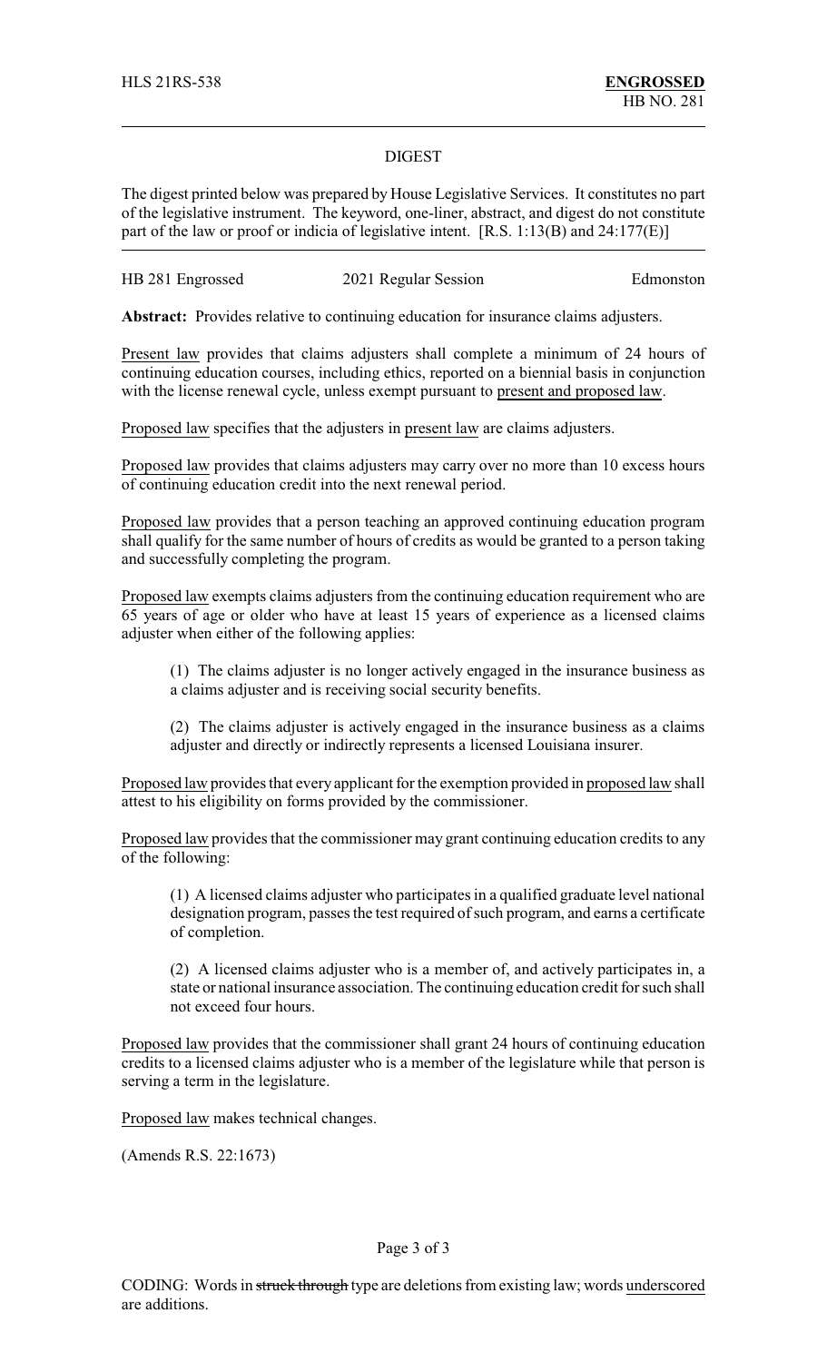HLS 21RS-538 **ENGROSSED**
HB NO. 281

## DIGEST

The digest printed below was prepared by House Legislative Services. It constitutes no part of the legislative instrument. The keyword, one-liner, abstract, and digest do not constitute part of the law or proof or indicia of legislative intent. [R.S. 1:13(B) and 24:177(E)]

HB 281 Engrossed 2021 Regular Session Edmonston

**Abstract:** Provides relative to continuing education for insurance claims adjusters.

Present law provides that claims adjusters shall complete a minimum of 24 hours of continuing education courses, including ethics, reported on a biennial basis in conjunction with the license renewal cycle, unless exempt pursuant to present and proposed law.

Proposed law specifies that the adjusters in present law are claims adjusters.

Proposed law provides that claims adjusters may carry over no more than 10 excess hours of continuing education credit into the next renewal period.

Proposed law provides that a person teaching an approved continuing education program shall qualify for the same number of hours of credits as would be granted to a person taking and successfully completing the program.

Proposed law exempts claims adjusters from the continuing education requirement who are 65 years of age or older who have at least 15 years of experience as a licensed claims adjuster when either of the following applies:

(1) The claims adjuster is no longer actively engaged in the insurance business as a claims adjuster and is receiving social security benefits.

(2) The claims adjuster is actively engaged in the insurance business as a claims adjuster and directly or indirectly represents a licensed Louisiana insurer.

Proposed law provides that every applicant for the exemption provided in proposed law shall attest to his eligibility on forms provided by the commissioner.

Proposed law provides that the commissioner may grant continuing education credits to any of the following:

(1) A licensed claims adjuster who participates in a qualified graduate level national designation program, passes the test required of such program, and earns a certificate of completion.

(2) A licensed claims adjuster who is a member of, and actively participates in, a state or national insurance association. The continuing education credit for such shall not exceed four hours.

Proposed law provides that the commissioner shall grant 24 hours of continuing education credits to a licensed claims adjuster who is a member of the legislature while that person is serving a term in the legislature.

Proposed law makes technical changes.

(Amends R.S. 22:1673)

CODING: Words in ~~struck through~~ type are deletions from existing law; words underscored are additions.